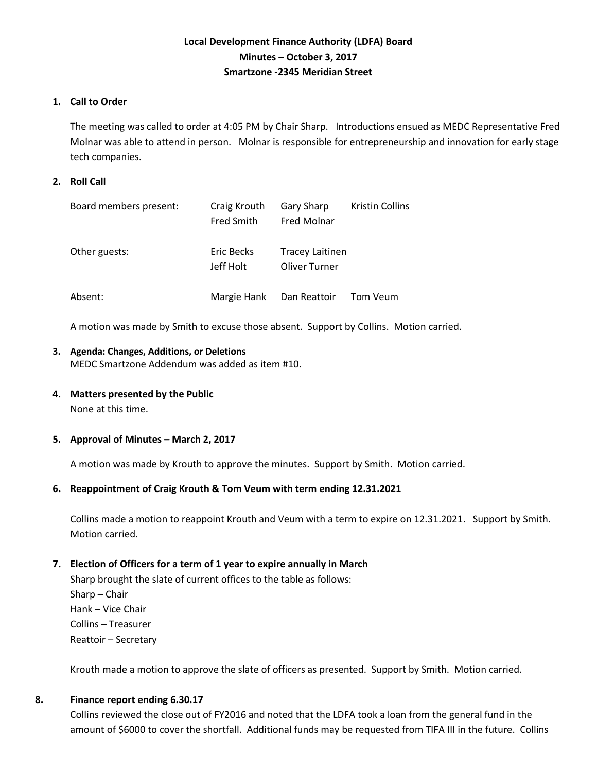# Local Development Finance Authority (LDFA) Board
## Minutes – October 3, 2017
## Smartzone -2345 Meridian Street

**1. Call to Order**

The meeting was called to order at 4:05 PM by Chair Sharp. Introductions ensued as MEDC Representative Fred Molnar was able to attend in person. Molnar is responsible for entrepreneurship and innovation for early stage tech companies.

**2. Roll Call**

| | | | |
|---|---|---|---|
| Board members present: | Craig Krouth | Gary Sharp | Kristin Collins |
| | Fred Smith | Fred Molnar | |
| Other guests: | Eric Becks | Tracey Laitinen | |
| | Jeff Holt | Oliver Turner | |
| Absent: | Margie Hank | Dan Reattoir | Tom Veum |

A motion was made by Smith to excuse those absent. Support by Collins. Motion carried.

**3. Agenda: Changes, Additions, or Deletions**

MEDC Smartzone Addendum was added as item #10.

**4. Matters presented by the Public**

None at this time.

**5. Approval of Minutes – March 2, 2017**

A motion was made by Krouth to approve the minutes. Support by Smith. Motion carried.

**6. Reappointment of Craig Krouth & Tom Veum with term ending 12.31.2021**

Collins made a motion to reappoint Krouth and Veum with a term to expire on 12.31.2021. Support by Smith. Motion carried.

**7. Election of Officers for a term of 1 year to expire annually in March**

Sharp brought the slate of current offices to the table as follows:
Sharp – Chair
Hank – Vice Chair
Collins – Treasurer
Reattoir – Secretary

Krouth made a motion to approve the slate of officers as presented. Support by Smith. Motion carried.

**8. Finance report ending 6.30.17**

Collins reviewed the close out of FY2016 and noted that the LDFA took a loan from the general fund in the amount of $6000 to cover the shortfall. Additional funds may be requested from TIFA III in the future. Collins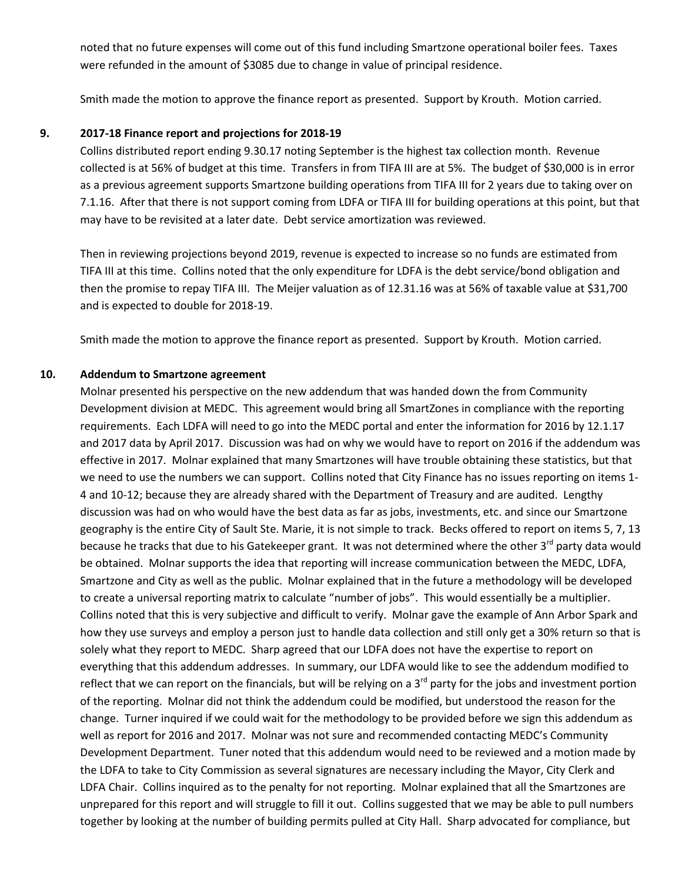noted that no future expenses will come out of this fund including Smartzone operational boiler fees. Taxes were refunded in the amount of $3085 due to change in value of principal residence.

Smith made the motion to approve the finance report as presented. Support by Krouth. Motion carried.

**9. 2017-18 Finance report and projections for 2018-19**

Collins distributed report ending 9.30.17 noting September is the highest tax collection month. Revenue collected is at 56% of budget at this time. Transfers in from TIFA III are at 5%. The budget of $30,000 is in error as a previous agreement supports Smartzone building operations from TIFA III for 2 years due to taking over on 7.1.16. After that there is not support coming from LDFA or TIFA III for building operations at this point, but that may have to be revisited at a later date. Debt service amortization was reviewed.

Then in reviewing projections beyond 2019, revenue is expected to increase so no funds are estimated from TIFA III at this time. Collins noted that the only expenditure for LDFA is the debt service/bond obligation and then the promise to repay TIFA III. The Meijer valuation as of 12.31.16 was at 56% of taxable value at $31,700 and is expected to double for 2018-19.

Smith made the motion to approve the finance report as presented. Support by Krouth. Motion carried.

**10. Addendum to Smartzone agreement**

Molnar presented his perspective on the new addendum that was handed down the from Community Development division at MEDC. This agreement would bring all SmartZones in compliance with the reporting requirements. Each LDFA will need to go into the MEDC portal and enter the information for 2016 by 12.1.17 and 2017 data by April 2017. Discussion was had on why we would have to report on 2016 if the addendum was effective in 2017. Molnar explained that many Smartzones will have trouble obtaining these statistics, but that we need to use the numbers we can support. Collins noted that City Finance has no issues reporting on items 1-4 and 10-12; because they are already shared with the Department of Treasury and are audited. Lengthy discussion was had on who would have the best data as far as jobs, investments, etc. and since our Smartzone geography is the entire City of Sault Ste. Marie, it is not simple to track. Becks offered to report on items 5, 7, 13 because he tracks that due to his Gatekeeper grant. It was not determined where the other 3rd party data would be obtained. Molnar supports the idea that reporting will increase communication between the MEDC, LDFA, Smartzone and City as well as the public. Molnar explained that in the future a methodology will be developed to create a universal reporting matrix to calculate "number of jobs". This would essentially be a multiplier. Collins noted that this is very subjective and difficult to verify. Molnar gave the example of Ann Arbor Spark and how they use surveys and employ a person just to handle data collection and still only get a 30% return so that is solely what they report to MEDC. Sharp agreed that our LDFA does not have the expertise to report on everything that this addendum addresses. In summary, our LDFA would like to see the addendum modified to reflect that we can report on the financials, but will be relying on a 3rd party for the jobs and investment portion of the reporting. Molnar did not think the addendum could be modified, but understood the reason for the change. Turner inquired if we could wait for the methodology to be provided before we sign this addendum as well as report for 2016 and 2017. Molnar was not sure and recommended contacting MEDC's Community Development Department. Tuner noted that this addendum would need to be reviewed and a motion made by the LDFA to take to City Commission as several signatures are necessary including the Mayor, City Clerk and LDFA Chair. Collins inquired as to the penalty for not reporting. Molnar explained that all the Smartzones are unprepared for this report and will struggle to fill it out. Collins suggested that we may be able to pull numbers together by looking at the number of building permits pulled at City Hall. Sharp advocated for compliance, but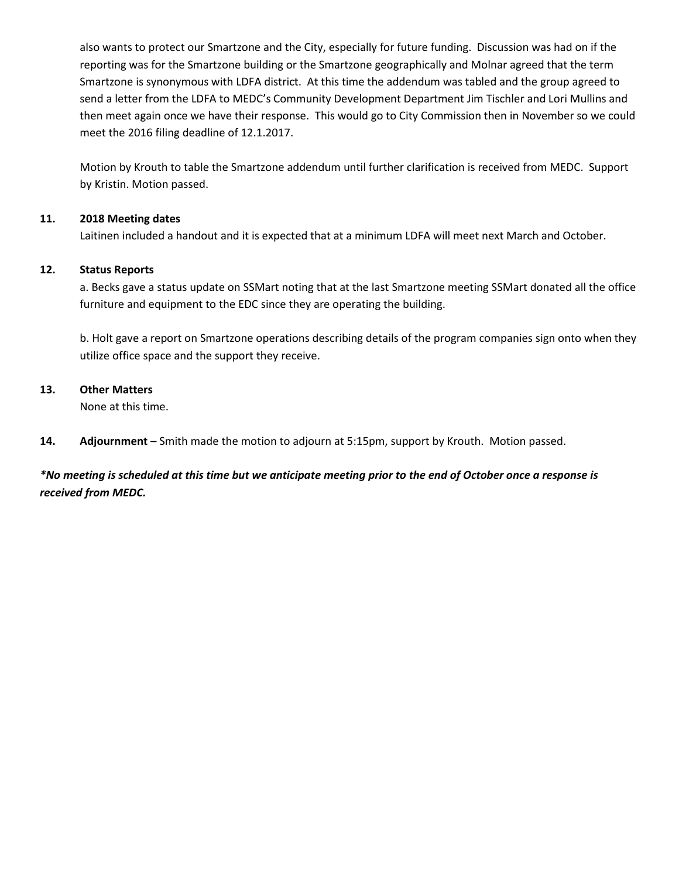also wants to protect our Smartzone and the City, especially for future funding. Discussion was had on if the reporting was for the Smartzone building or the Smartzone geographically and Molnar agreed that the term Smartzone is synonymous with LDFA district. At this time the addendum was tabled and the group agreed to send a letter from the LDFA to MEDC's Community Development Department Jim Tischler and Lori Mullins and then meet again once we have their response. This would go to City Commission then in November so we could meet the 2016 filing deadline of 12.1.2017.

Motion by Krouth to table the Smartzone addendum until further clarification is received from MEDC. Support by Kristin. Motion passed.

**11. 2018 Meeting dates**

Laitinen included a handout and it is expected that at a minimum LDFA will meet next March and October.

**12. Status Reports**

a. Becks gave a status update on SSMart noting that at the last Smartzone meeting SSMart donated all the office furniture and equipment to the EDC since they are operating the building.

b. Holt gave a report on Smartzone operations describing details of the program companies sign onto when they utilize office space and the support they receive.

**13. Other Matters**

None at this time.

**14. Adjournment –** Smith made the motion to adjourn at 5:15pm, support by Krouth. Motion passed.

***No meeting is scheduled at this time but we anticipate meeting prior to the end of October once a response is received from MEDC.***